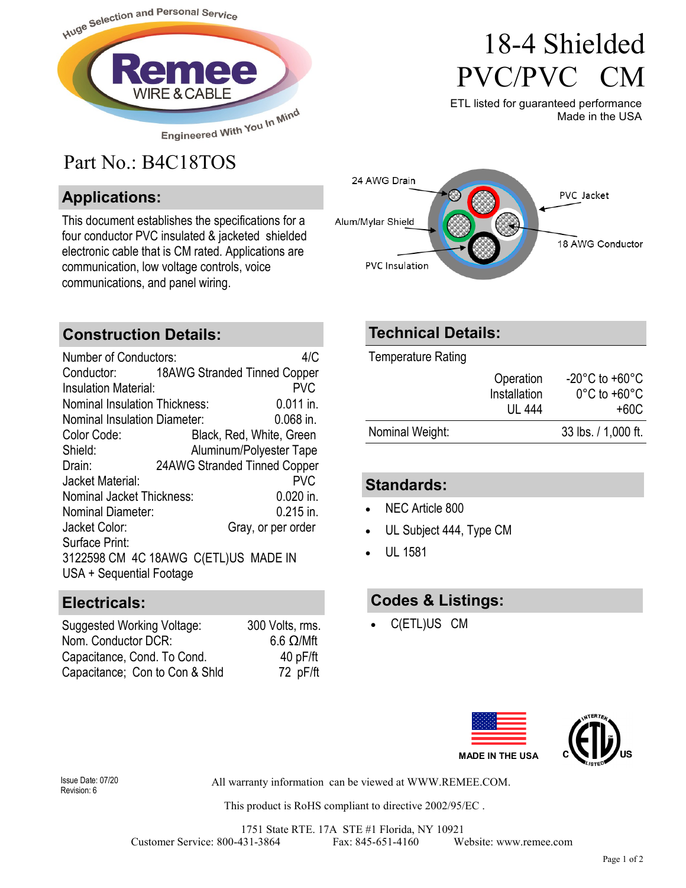Huge Selection and Personal Service

Remee WIRE & CABLE

Engineered With You In Mind

# 18-4 Shielded PVC/PVC CM

ETL listed for guaranteed performance
Made in the USA

Part No.: B4C18TOS

24 AWG Drain
PVC Jacket
Alum/Mylar Shield
18 AWG Conductor
PVC Insulation

## Applications:

This document establishes the specifications for a four conductor PVC insulated & jacketed shielded electronic cable that is CM rated. Applications are communication, low voltage controls, voice communications, and panel wiring.

## Construction Details:

| | |
|---|---|
| Number of Conductors: | 4/C |
| Conductor: | 18AWG Stranded Tinned Copper |
| Insulation Material: | PVC |
| Nominal Insulation Thickness: | 0.011 in. |
| Nominal Insulation Diameter: | 0.068 in. |
| Color Code: | Black, Red, White, Green |
| Shield: | Aluminum/Polyester Tape |
| Drain: | 24AWG Stranded Tinned Copper |
| Jacket Material: | PVC |
| Nominal Jacket Thickness: | 0.020 in. |
| Nominal Diameter: | 0.215 in. |
| Jacket Color: | Gray, or per order |

Surface Print:
3122598 CM 4C 18AWG C(ETL)US MADE IN USA + Sequential Footage

## Electricals:

| | |
|---|---|
| Suggested Working Voltage: | 300 Volts, rms. |
| Nom. Conductor DCR: | 6.6 Ω/Mft |
| Capacitance, Cond. To Cond. | 40 pF/ft |
| Capacitance; Con to Con & Shld | 72 pF/ft |

## Technical Details:

| Temperature Rating | | |
|---|---|---|
| | Operation | -20°C to +60°C |
| | Installation | 0°C to +60°C |
| | UL 444 | +60C |
| Nominal Weight: | | 33 lbs. / 1,000 ft. |

## Standards:

- NEC Article 800
- UL Subject 444, Type CM
- UL 1581

## Codes & Listings:

- C(ETL)US CM

MADE IN THE USA

Issue Date: 07/20
Revision: 6

All warranty information can be viewed at WWW.REMEE.COM.

This product is RoHS compliant to directive 2002/95/EC .

1751 State RTE. 17A STE #1 Florida, NY 10921
Customer Service: 800-431-3864 Fax: 845-651-4160 Website: www.remee.com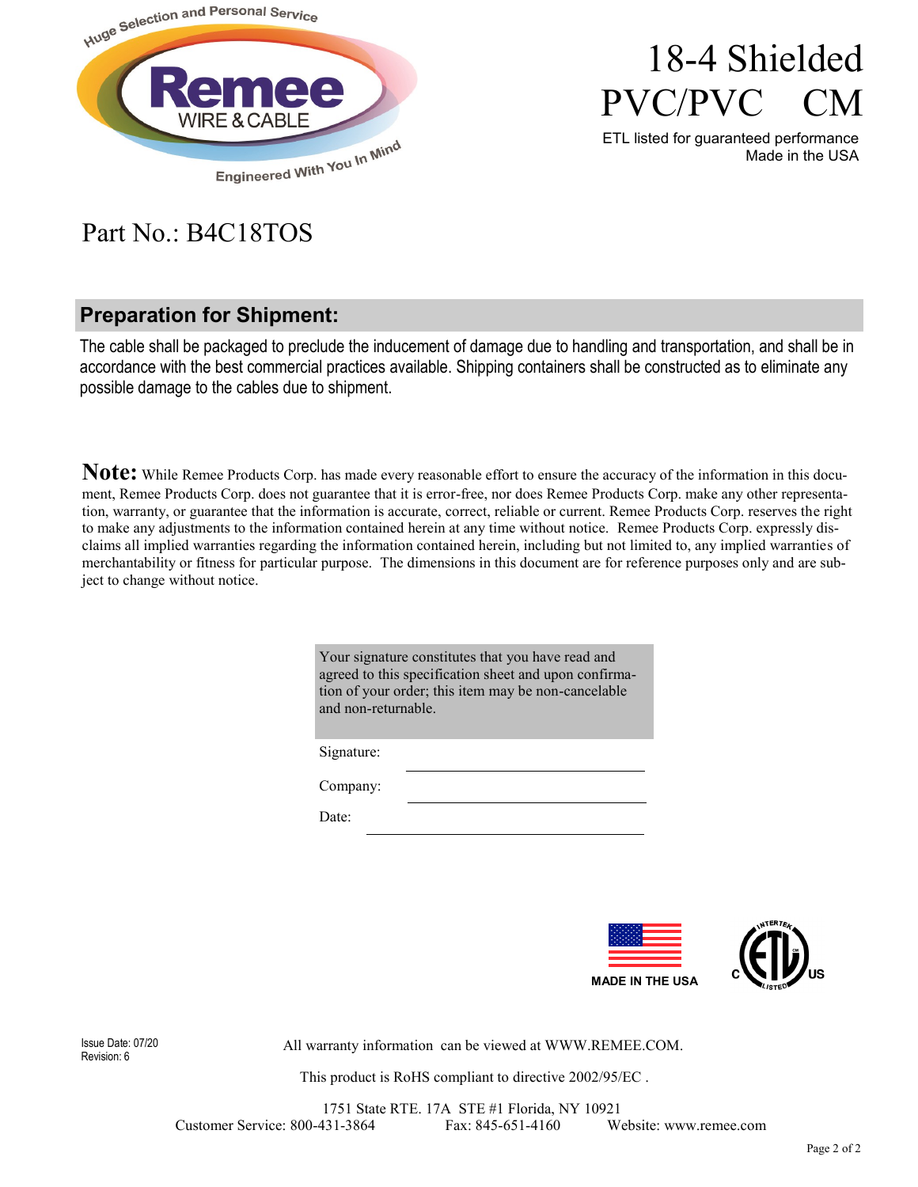Huge Selection and Personal Service

**Remee** WIRE & CABLE

Engineered With You In Mind

# 18-4 Shielded PVC/PVC CM

ETL listed for guaranteed performance
Made in the USA

## Part No.: B4C18TOS

### Preparation for Shipment:

The cable shall be packaged to preclude the inducement of damage due to handling and transportation, and shall be in accordance with the best commercial practices available. Shipping containers shall be constructed as to eliminate any possible damage to the cables due to shipment.

**Note:** While Remee Products Corp. has made every reasonable effort to ensure the accuracy of the information in this document, Remee Products Corp. does not guarantee that it is error-free, nor does Remee Products Corp. make any other representation, warranty, or guarantee that the information is accurate, correct, reliable or current. Remee Products Corp. reserves the right to make any adjustments to the information contained herein at any time without notice. Remee Products Corp. expressly disclaims all implied warranties regarding the information contained herein, including but not limited to, any implied warranties of merchantability or fitness for particular purpose. The dimensions in this document are for reference purposes only and are subject to change without notice.

Your signature constitutes that you have read and agreed to this specification sheet and upon confirmation of your order; this item may be non-cancelable and non-returnable.

Signature: ______________________

Company: ______________________

Date: ______________________

MADE IN THE USA

C ETL US INTERTEK LISTED

Issue Date: 07/20
Revision: 6

All warranty information can be viewed at WWW.REMEE.COM.

This product is RoHS compliant to directive 2002/95/EC .

1751 State RTE. 17A STE #1 Florida, NY 10921
Customer Service: 800-431-3864 Fax: 845-651-4160 Website: www.remee.com